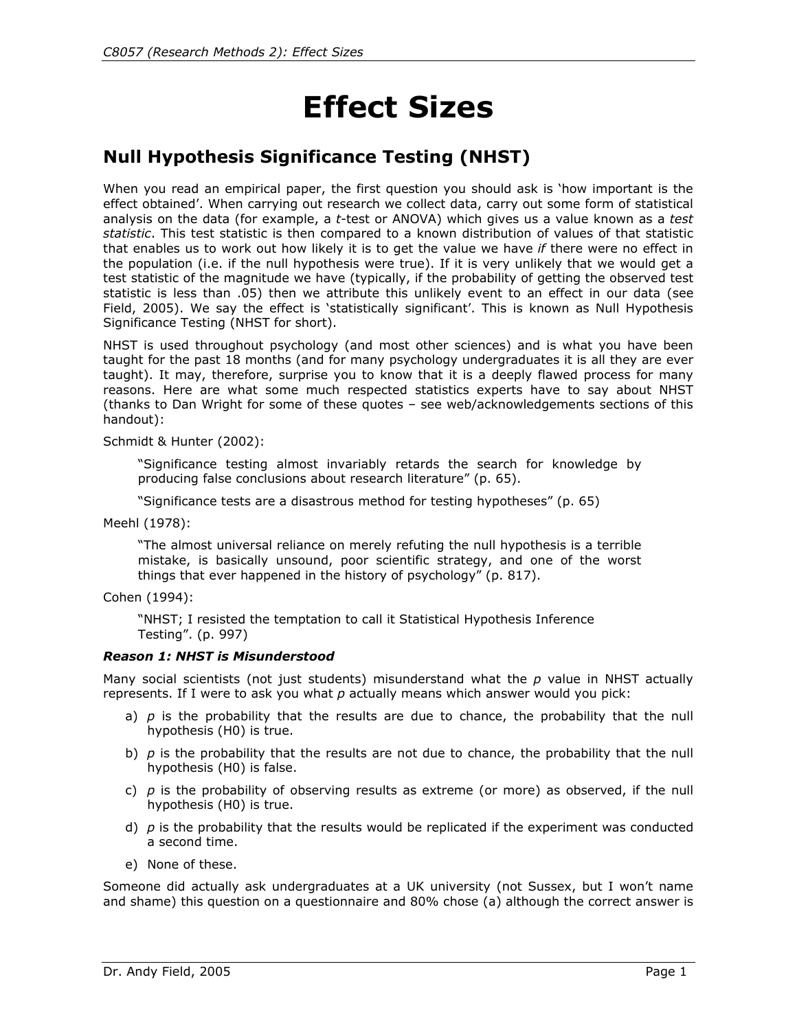# Effect Sizes

## Null Hypothesis Significance Testing (NHST)

When you read an empirical paper, the first question you should ask is 'how important is the effect obtained'. When carrying out research we collect data, carry out some form of statistical analysis on the data (for example, a *t*-test or ANOVA) which gives us a value known as a *test statistic*. This test statistic is then compared to a known distribution of values of that statistic that enables us to work out how likely it is to get the value we have *if* there were no effect in the population (i.e. if the null hypothesis were true). If it is very unlikely that we would get a test statistic of the magnitude we have (typically, if the probability of getting the observed test statistic is less than .05) then we attribute this unlikely event to an effect in our data (see Field, 2005). We say the effect is 'statistically significant'. This is known as Null Hypothesis Significance Testing (NHST for short).

NHST is used throughout psychology (and most other sciences) and is what you have been taught for the past 18 months (and for many psychology undergraduates it is all they are ever taught). It may, therefore, surprise you to know that it is a deeply flawed process for many reasons. Here are what some much respected statistics experts have to say about NHST (thanks to Dan Wright for some of these quotes – see web/acknowledgements sections of this handout):

Schmidt & Hunter (2002):

> "Significance testing almost invariably retards the search for knowledge by producing false conclusions about research literature" (p. 65).
>
> "Significance tests are a disastrous method for testing hypotheses" (p. 65)

Meehl (1978):

> "The almost universal reliance on merely refuting the null hypothesis is a terrible mistake, is basically unsound, poor scientific strategy, and one of the worst things that ever happened in the history of psychology" (p. 817).

Cohen (1994):

> "NHST; I resisted the temptation to call it Statistical Hypothesis Inference Testing". (p. 997)

***Reason 1: NHST is Misunderstood***

Many social scientists (not just students) misunderstand what the *p* value in NHST actually represents. If I were to ask you what *p* actually means which answer would you pick:

a) *p* is the probability that the results are due to chance, the probability that the null hypothesis (H0) is true.
b) *p* is the probability that the results are not due to chance, the probability that the null hypothesis (H0) is false.
c) *p* is the probability of observing results as extreme (or more) as observed, if the null hypothesis (H0) is true.
d) *p* is the probability that the results would be replicated if the experiment was conducted a second time.
e) None of these.

Someone did actually ask undergraduates at a UK university (not Sussex, but I won't name and shame) this question on a questionnaire and 80% chose (a) although the correct answer is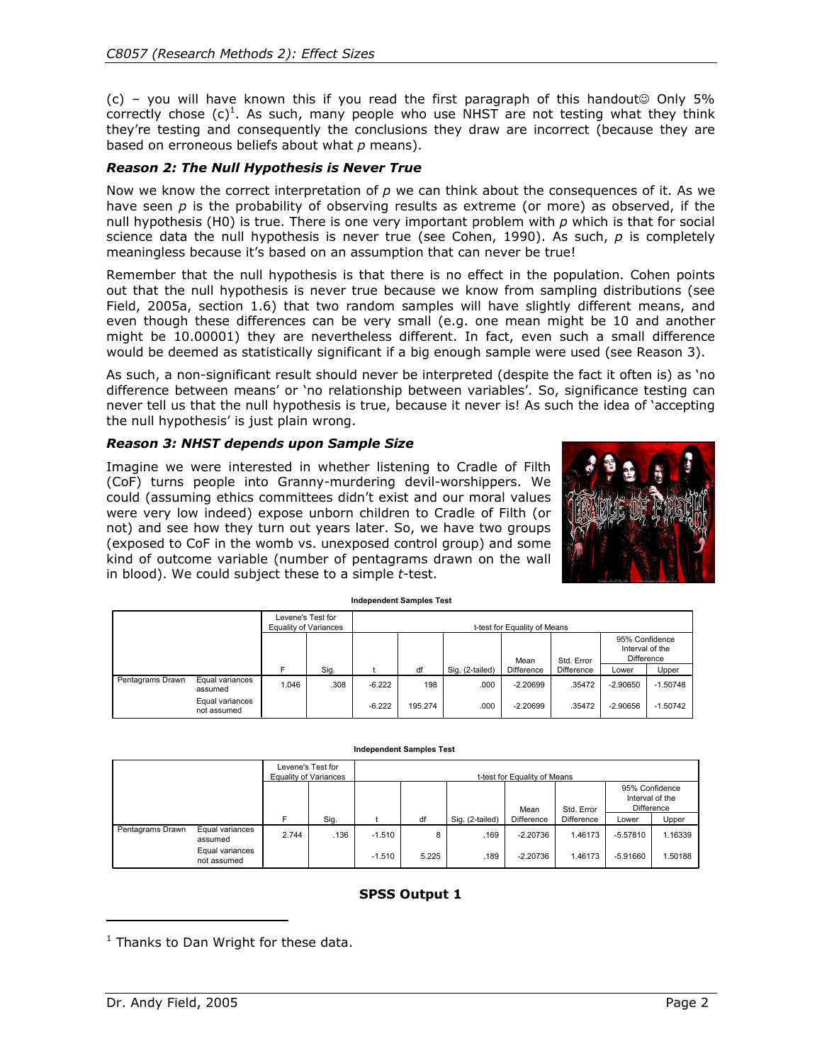(c) – you will have known this if you read the first paragraph of this handout☺ Only 5% correctly chose (c)[1]. As such, many people who use NHST are not testing what they think they're testing and consequently the conclusions they draw are incorrect (because they are based on erroneous beliefs about what *p* means).

### *Reason 2: The Null Hypothesis is Never True*

Now we know the correct interpretation of *p* we can think about the consequences of it. As we have seen *p* is the probability of observing results as extreme (or more) as observed, if the null hypothesis (H0) is true. There is one very important problem with *p* which is that for social science data the null hypothesis is never true (see Cohen, 1990). As such, *p* is completely meaningless because it's based on an assumption that can never be true!

Remember that the null hypothesis is that there is no effect in the population. Cohen points out that the null hypothesis is never true because we know from sampling distributions (see Field, 2005a, section 1.6) that two random samples will have slightly different means, and even though these differences can be very small (e.g. one mean might be 10 and another might be 10.00001) they are nevertheless different. In fact, even such a small difference would be deemed as statistically significant if a big enough sample were used (see Reason 3).

As such, a non-significant result should never be interpreted (despite the fact it often is) as 'no difference between means' or 'no relationship between variables'. So, significance testing can never tell us that the null hypothesis is true, because it never is! As such the idea of 'accepting the null hypothesis' is just plain wrong.

### *Reason 3: NHST depends upon Sample Size*

Imagine we were interested in whether listening to Cradle of Filth (CoF) turns people into Granny-murdering devil-worshippers. We could (assuming ethics committees didn't exist and our moral values were very low indeed) expose unborn children to Cradle of Filth (or not) and see how they turn out years later. So, we have two groups (exposed to CoF in the womb vs. unexposed control group) and some kind of outcome variable (number of pentagrams drawn on the wall in blood). We could subject these to a simple *t*-test.

**Independent Samples Test**

| | | Levene's Test for Equality of Variances | | t-test for Equality of Means | | | | | | |
|---|---|---|---|---|---|---|---|---|---|---|
| | | | | | | | | | 95% Confidence Interval of the Difference | |
| | | F | Sig. | t | df | Sig. (2-tailed) | Mean Difference | Std. Error Difference | Lower | Upper |
| Pentagrams Drawn | Equal variances assumed | 1.046 | .308 | -6.222 | 198 | .000 | -2.20699 | .35472 | -2.90650 | -1.50748 |
| | Equal variances not assumed | | | -6.222 | 195.274 | .000 | -2.20699 | .35472 | -2.90656 | -1.50742 |

**Independent Samples Test**

| | | Levene's Test for Equality of Variances | | t-test for Equality of Means | | | | | | |
|---|---|---|---|---|---|---|---|---|---|---|
| | | | | | | | | | 95% Confidence Interval of the Difference | |
| | | F | Sig. | t | df | Sig. (2-tailed) | Mean Difference | Std. Error Difference | Lower | Upper |
| Pentagrams Drawn | Equal variances assumed | 2.744 | .136 | -1.510 | 8 | .169 | -2.20736 | 1.46173 | -5.57810 | 1.16339 |
| | Equal variances not assumed | | | -1.510 | 5.225 | .189 | -2.20736 | 1.46173 | -5.91660 | 1.50188 |

**SPSS Output 1**

[1] Thanks to Dan Wright for these data.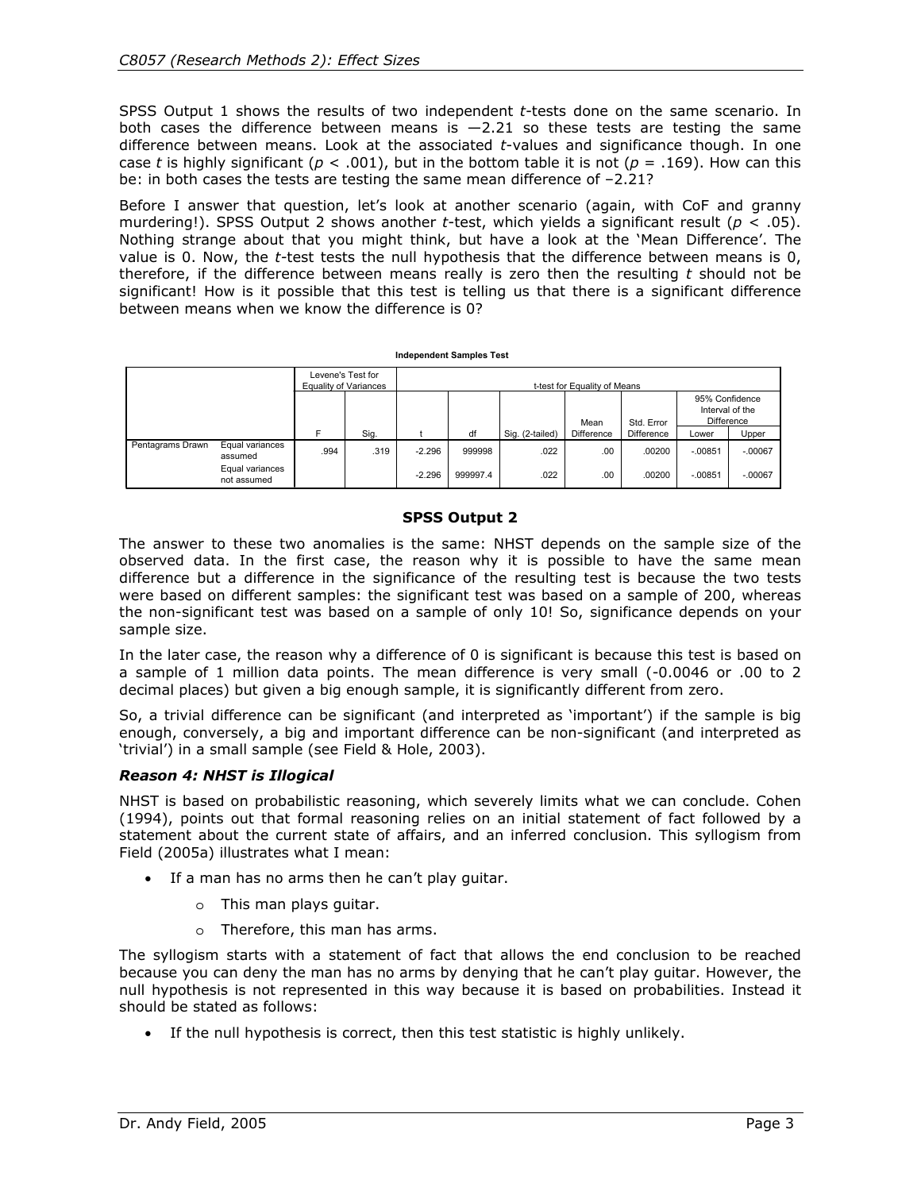SPSS Output 1 shows the results of two independent *t*-tests done on the same scenario. In both cases the difference between means is −2.21 so these tests are testing the same difference between means. Look at the associated *t*-values and significance though. In one case *t* is highly significant ($p < .001$), but in the bottom table it is not ($p = .169$). How can this be: in both cases the tests are testing the same mean difference of −2.21?

Before I answer that question, let's look at another scenario (again, with CoF and granny murdering!). SPSS Output 2 shows another *t*-test, which yields a significant result ($p < .05$). Nothing strange about that you might think, but have a look at the 'Mean Difference'. The value is 0. Now, the *t*-test tests the null hypothesis that the difference between means is 0, therefore, if the difference between means really is zero then the resulting *t* should not be significant! How is it possible that this test is telling us that there is a significant difference between means when we know the difference is 0?

**Independent Samples Test**

| | | Levene's Test for Equality of Variances | | t-test for Equality of Means | | | | | | |
|---|---|---|---|---|---|---|---|---|---|---|
| | | | | | | | | | 95% Confidence Interval of the Difference | |
| | | F | Sig. | t | df | Sig. (2-tailed) | Mean Difference | Std. Error Difference | Lower | Upper |
| Pentagrams Drawn | Equal variances assumed | .994 | .319 | -2.296 | 999998 | .022 | .00 | .00200 | -.00851 | -.00067 |
| | Equal variances not assumed | | | -2.296 | 999997.4 | .022 | .00 | .00200 | -.00851 | -.00067 |

**SPSS Output 2**

The answer to these two anomalies is the same: NHST depends on the sample size of the observed data. In the first case, the reason why it is possible to have the same mean difference but a difference in the significance of the resulting test is because the two tests were based on different samples: the significant test was based on a sample of 200, whereas the non-significant test was based on a sample of only 10! So, significance depends on your sample size.

In the later case, the reason why a difference of 0 is significant is because this test is based on a sample of 1 million data points. The mean difference is very small (-0.0046 or .00 to 2 decimal places) but given a big enough sample, it is significantly different from zero.

So, a trivial difference can be significant (and interpreted as 'important') if the sample is big enough, conversely, a big and important difference can be non-significant (and interpreted as 'trivial') in a small sample (see Field & Hole, 2003).

### *Reason 4: NHST is Illogical*

NHST is based on probabilistic reasoning, which severely limits what we can conclude. Cohen (1994), points out that formal reasoning relies on an initial statement of fact followed by a statement about the current state of affairs, and an inferred conclusion. This syllogism from Field (2005a) illustrates what I mean:

- If a man has no arms then he can't play guitar.
  - This man plays guitar.
  - Therefore, this man has arms.

The syllogism starts with a statement of fact that allows the end conclusion to be reached because you can deny the man has no arms by denying that he can't play guitar. However, the null hypothesis is not represented in this way because it is based on probabilities. Instead it should be stated as follows:

- If the null hypothesis is correct, then this test statistic is highly unlikely.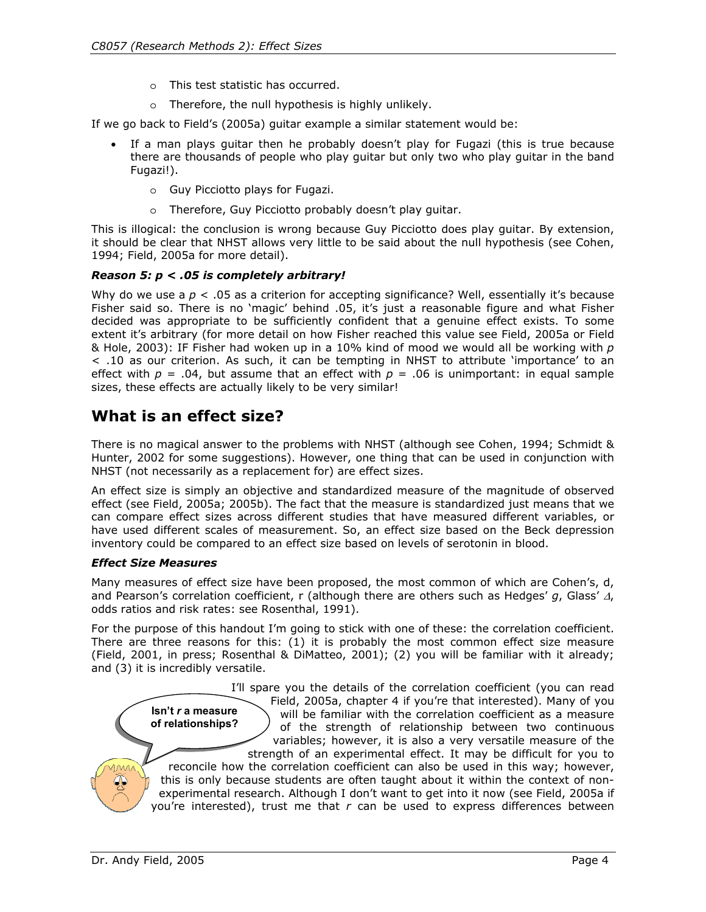- This test statistic has occurred.
  - Therefore, the null hypothesis is highly unlikely.

If we go back to Field's (2005a) guitar example a similar statement would be:

- If a man plays guitar then he probably doesn't play for Fugazi (this is true because there are thousands of people who play guitar but only two who play guitar in the band Fugazi!).
  - Guy Picciotto plays for Fugazi.
  - Therefore, Guy Picciotto probably doesn't play guitar.

This is illogical: the conclusion is wrong because Guy Picciotto does play guitar. By extension, it should be clear that NHST allows very little to be said about the null hypothesis (see Cohen, 1994; Field, 2005a for more detail).

#### *Reason 5: $p < .05$ is completely arbitrary!*

Why do we use a $p < .05$ as a criterion for accepting significance? Well, essentially it's because Fisher said so. There is no 'magic' behind .05, it's just a reasonable figure and what Fisher decided was appropriate to be sufficiently confident that a genuine effect exists. To some extent it's arbitrary (for more detail on how Fisher reached this value see Field, 2005a or Field & Hole, 2003): IF Fisher had woken up in a 10% kind of mood we would all be working with $p < .10$ as our criterion. As such, it can be tempting in NHST to attribute 'importance' to an effect with $p = .04$, but assume that an effect with $p = .06$ is unimportant: in equal sample sizes, these effects are actually likely to be very similar!

## What is an effect size?

There is no magical answer to the problems with NHST (although see Cohen, 1994; Schmidt & Hunter, 2002 for some suggestions). However, one thing that can be used in conjunction with NHST (not necessarily as a replacement for) are effect sizes.

An effect size is simply an objective and standardized measure of the magnitude of observed effect (see Field, 2005a; 2005b). The fact that the measure is standardized just means that we can compare effect sizes across different studies that have measured different variables, or have used different scales of measurement. So, an effect size based on the Beck depression inventory could be compared to an effect size based on levels of serotonin in blood.

#### *Effect Size Measures*

Many measures of effect size have been proposed, the most common of which are Cohen's, d, and Pearson's correlation coefficient, r (although there are others such as Hedges' $g$, Glass' $\Delta$, odds ratios and risk rates: see Rosenthal, 1991).

For the purpose of this handout I'm going to stick with one of these: the correlation coefficient. There are three reasons for this: (1) it is probably the most common effect size measure (Field, 2001, in press; Rosenthal & DiMatteo, 2001); (2) you will be familiar with it already; and (3) it is incredibly versatile.

Isn't $r$ a measure of relationships?

I'll spare you the details of the correlation coefficient (you can read Field, 2005a, chapter 4 if you're that interested). Many of you will be familiar with the correlation coefficient as a measure of the strength of relationship between two continuous variables; however, it is also a very versatile measure of the strength of an experimental effect. It may be difficult for you to reconcile how the correlation coefficient can also be used in this way; however, this is only because students are often taught about it within the context of non-experimental research. Although I don't want to get into it now (see Field, 2005a if you're interested), trust me that $r$ can be used to express differences between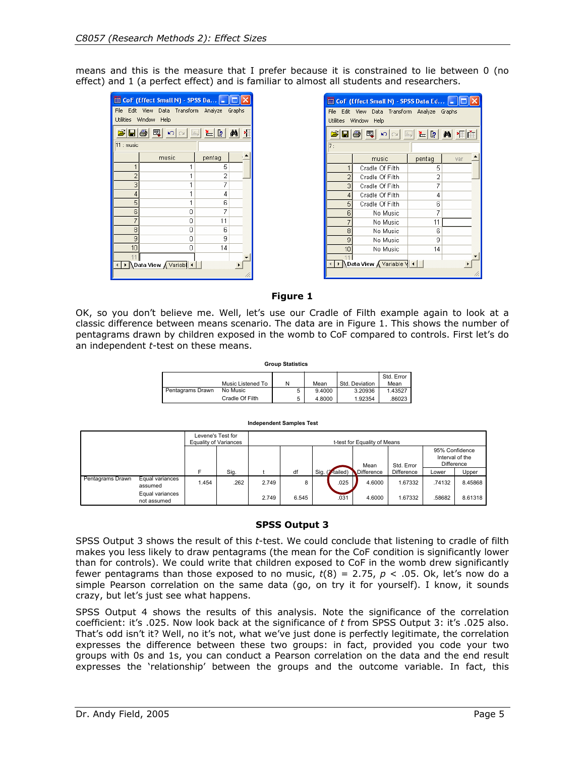means and this is the measure that I prefer because it is constrained to lie between 0 (no effect) and 1 (a perfect effect) and is familiar to almost all students and researchers.

| | music | pentag |
|---|---|---|
| 1 | 1 | 5 |
| 2 | 1 | 2 |
| 3 | 1 | 7 |
| 4 | 1 | 4 |
| 5 | 1 | 6 |
| 6 | 0 | 7 |
| 7 | 0 | 11 |
| 8 | 0 | 6 |
| 9 | 0 | 9 |
| 10 | 0 | 14 |

| | music | pentag |
|---|---|---|
| 1 | Cradle Of Filth | 5 |
| 2 | Cradle Of Filth | 2 |
| 3 | Cradle Of Filth | 7 |
| 4 | Cradle Of Filth | 4 |
| 5 | Cradle Of Filth | 6 |
| 6 | No Music | 7 |
| 7 | No Music | 11 |
| 8 | No Music | 6 |
| 9 | No Music | 9 |
| 10 | No Music | 14 |

**Figure 1**

OK, so you don't believe me. Well, let's use our Cradle of Filth example again to look at a classic difference between means scenario. The data are in Figure 1. This shows the number of pentagrams drawn by children exposed in the womb to CoF compared to controls. First let's do an independent *t*-test on these means.

**Group Statistics**

| | Music Listened To | N | Mean | Std. Deviation | Std. Error Mean |
|---|---|---|---|---|---|
| Pentagrams Drawn | No Music | 5 | 9.4000 | 3.20936 | 1.43527 |
| | Cradle Of Filth | 5 | 4.8000 | 1.92354 | .86023 |

**Independent Samples Test**

| | | Levene's Test for Equality of Variances | | t-test for Equality of Means | | | | | | |
|---|---|---|---|---|---|---|---|---|---|---|
| | | | | | | | | | 95% Confidence Interval of the Difference | |
| | | F | Sig. | t | df | Sig. (2-tailed) | Mean Difference | Std. Error Difference | Lower | Upper |
| Pentagrams Drawn | Equal variances assumed | 1.454 | .262 | 2.749 | 8 | .025 | 4.6000 | 1.67332 | .74132 | 8.45868 |
| | Equal variances not assumed | | | 2.749 | 6.545 | .031 | 4.6000 | 1.67332 | .58682 | 8.61318 |

**SPSS Output 3**

SPSS Output 3 shows the result of this *t*-test. We could conclude that listening to cradle of filth makes you less likely to draw pentagrams (the mean for the CoF condition is significantly lower than for controls). We could write that children exposed to CoF in the womb drew significantly fewer pentagrams than those exposed to no music, $t(8) = 2.75$, $p < .05$. Ok, let's now do a simple Pearson correlation on the same data (go, on try it for yourself). I know, it sounds crazy, but let's just see what happens.

SPSS Output 4 shows the results of this analysis. Note the significance of the correlation coefficient: it's .025. Now look back at the significance of *t* from SPSS Output 3: it's .025 also. That's odd isn't it? Well, no it's not, what we've just done is perfectly legitimate, the correlation expresses the difference between these two groups: in fact, provided you code your two groups with 0s and 1s, you can conduct a Pearson correlation on the data and the end result expresses the 'relationship' between the groups and the outcome variable. In fact, this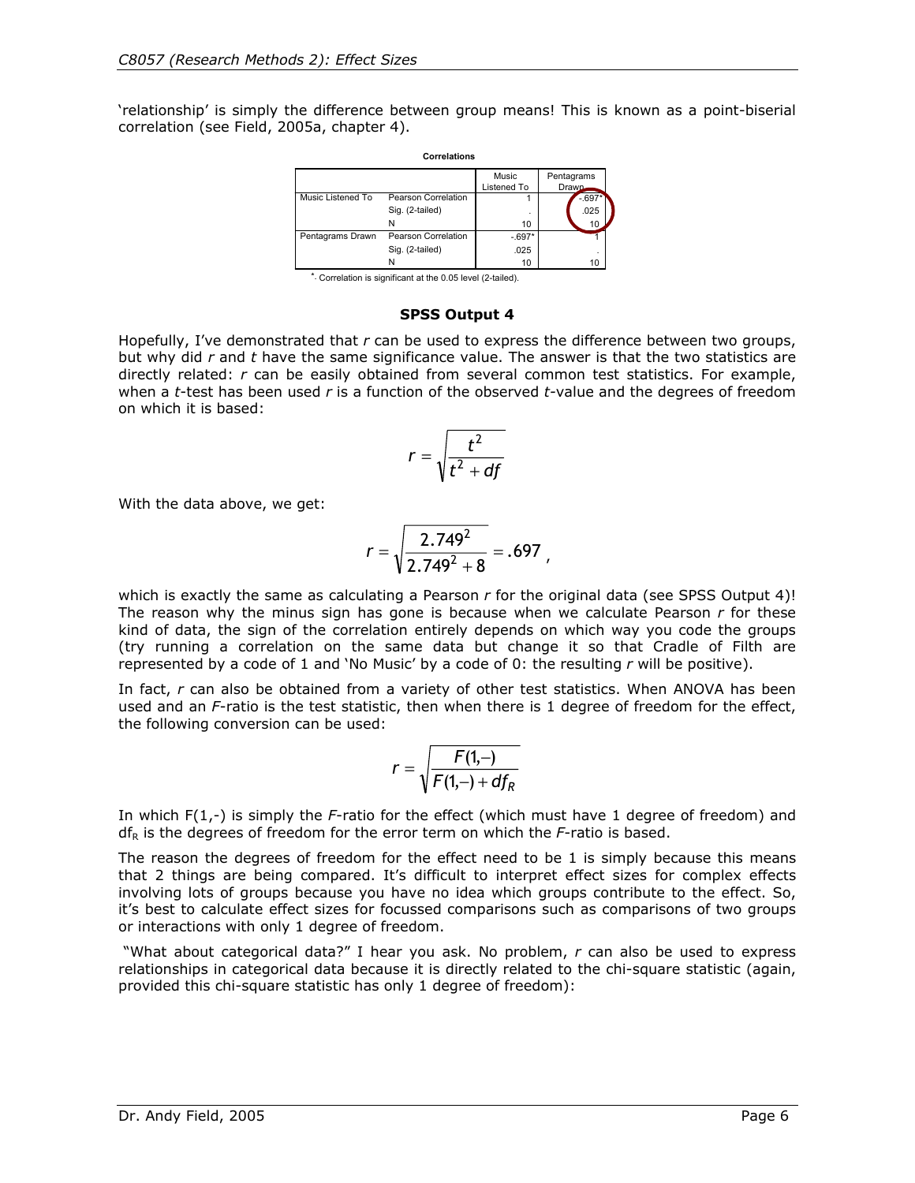'relationship' is simply the difference between group means! This is known as a point-biserial correlation (see Field, 2005a, chapter 4).

**Correlations**

| | | Music Listened To | Pentagrams Drawn |
|---|---|---|---|
| Music Listened To | Pearson Correlation | 1 | -.697* |
| | Sig. (2-tailed) | . | .025 |
| | N | 10 | 10 |
| Pentagrams Drawn | Pearson Correlation | -.697* | 1 |
| | Sig. (2-tailed) | .025 | . |
| | N | 10 | 10 |

*. Correlation is significant at the 0.05 level (2-tailed).

**SPSS Output 4**

Hopefully, I've demonstrated that *r* can be used to express the difference between two groups, but why did *r* and *t* have the same significance value. The answer is that the two statistics are directly related: *r* can be easily obtained from several common test statistics. For example, when a *t*-test has been used *r* is a function of the observed *t*-value and the degrees of freedom on which it is based:

$$r = \sqrt{\frac{t^2}{t^2 + df}}$$

With the data above, we get:

$$r = \sqrt{\frac{2.749^2}{2.749^2 + 8}} = .697 \text{ ,}$$

which is exactly the same as calculating a Pearson *r* for the original data (see SPSS Output 4)! The reason why the minus sign has gone is because when we calculate Pearson *r* for these kind of data, the sign of the correlation entirely depends on which way you code the groups (try running a correlation on the same data but change it so that Cradle of Filth are represented by a code of 1 and 'No Music' by a code of 0: the resulting *r* will be positive).

In fact, *r* can also be obtained from a variety of other test statistics. When ANOVA has been used and an *F*-ratio is the test statistic, then when there is 1 degree of freedom for the effect, the following conversion can be used:

$$r = \sqrt{\frac{F(1,-)}{F(1,-) + df_R}}$$

In which F(1,-) is simply the *F*-ratio for the effect (which must have 1 degree of freedom) and $df_R$ is the degrees of freedom for the error term on which the *F*-ratio is based.

The reason the degrees of freedom for the effect need to be 1 is simply because this means that 2 things are being compared. It's difficult to interpret effect sizes for complex effects involving lots of groups because you have no idea which groups contribute to the effect. So, it's best to calculate effect sizes for focussed comparisons such as comparisons of two groups or interactions with only 1 degree of freedom.

"What about categorical data?" I hear you ask. No problem, *r* can also be used to express relationships in categorical data because it is directly related to the chi-square statistic (again, provided this chi-square statistic has only 1 degree of freedom):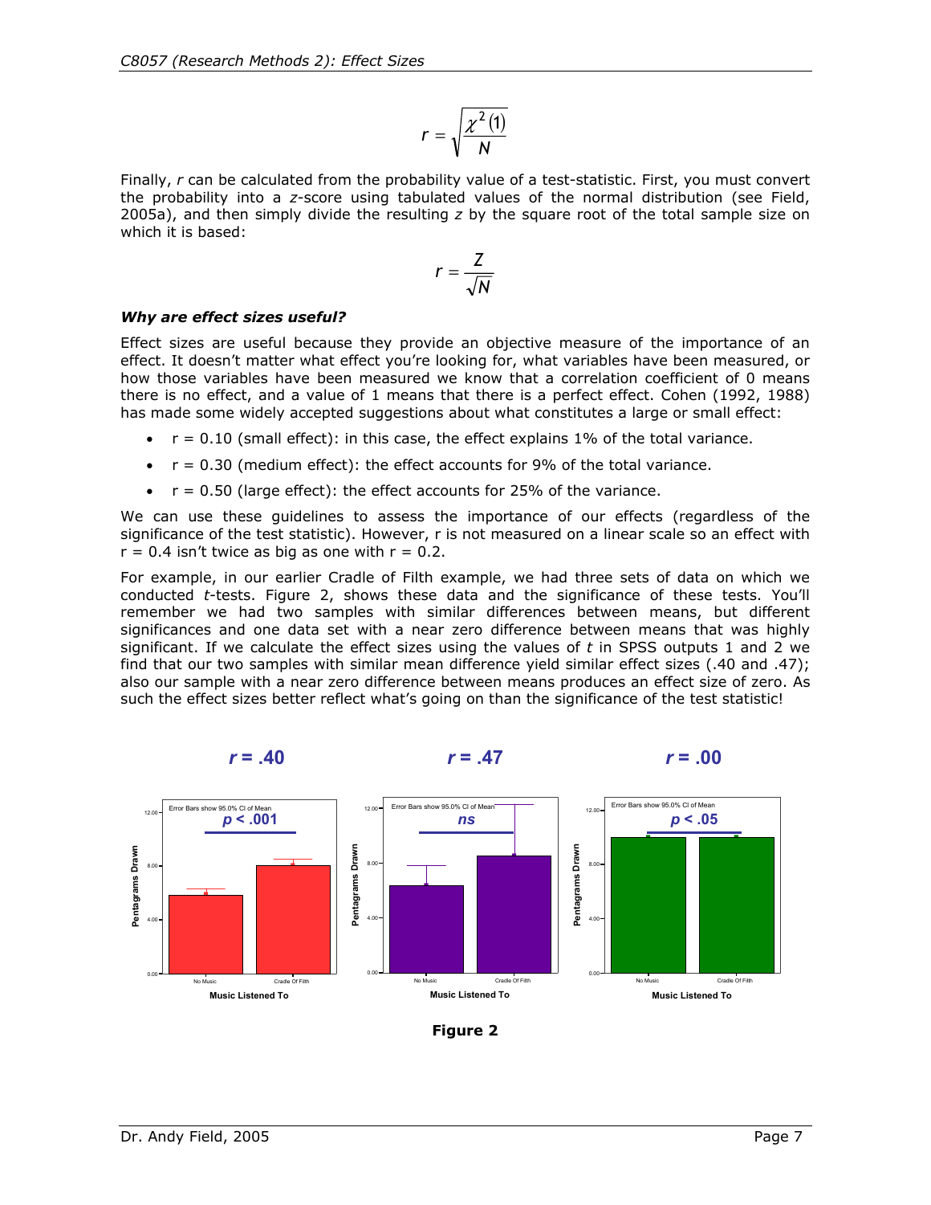$$r = \sqrt{\frac{\chi^2(1)}{N}}$$

Finally, *r* can be calculated from the probability value of a test-statistic. First, you must convert the probability into a *z*-score using tabulated values of the normal distribution (see Field, 2005a), and then simply divide the resulting *z* by the square root of the total sample size on which it is based:

$$r = \frac{Z}{\sqrt{N}}$$

### *Why are effect sizes useful?*

Effect sizes are useful because they provide an objective measure of the importance of an effect. It doesn't matter what effect you're looking for, what variables have been measured, or how those variables have been measured we know that a correlation coefficient of 0 means there is no effect, and a value of 1 means that there is a perfect effect. Cohen (1992, 1988) has made some widely accepted suggestions about what constitutes a large or small effect:

- $r = 0.10$ (small effect): in this case, the effect explains 1% of the total variance.
- $r = 0.30$ (medium effect): the effect accounts for 9% of the total variance.
- $r = 0.50$ (large effect): the effect accounts for 25% of the variance.

We can use these guidelines to assess the importance of our effects (regardless of the significance of the test statistic). However, r is not measured on a linear scale so an effect with $r = 0.4$ isn't twice as big as one with $r = 0.2$.

For example, in our earlier Cradle of Filth example, we had three sets of data on which we conducted *t*-tests. Figure 2, shows these data and the significance of these tests. You'll remember we had two samples with similar differences between means, but different significances and one data set with a near zero difference between means that was highly significant. If we calculate the effect sizes using the values of *t* in SPSS outputs 1 and 2 we find that our two samples with similar mean difference yield similar effect sizes (.40 and .47); also our sample with a near zero difference between means produces an effect size of zero. As such the effect sizes better reflect what's going on than the significance of the test statistic!

**Figure 2**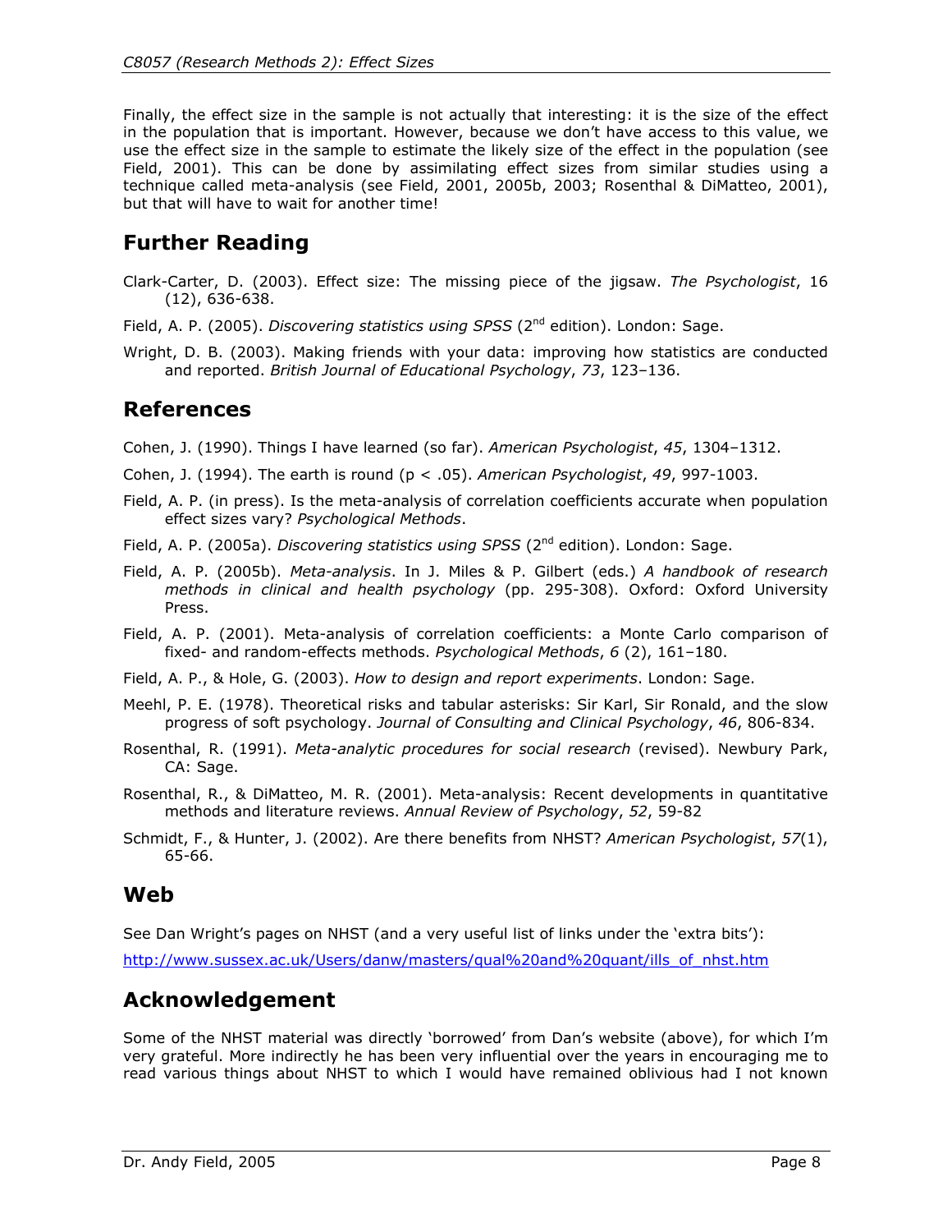Finally, the effect size in the sample is not actually that interesting: it is the size of the effect in the population that is important. However, because we don't have access to this value, we use the effect size in the sample to estimate the likely size of the effect in the population (see Field, 2001). This can be done by assimilating effect sizes from similar studies using a technique called meta-analysis (see Field, 2001, 2005b, 2003; Rosenthal & DiMatteo, 2001), but that will have to wait for another time!

## Further Reading

Clark-Carter, D. (2003). Effect size: The missing piece of the jigsaw. *The Psychologist*, 16 (12), 636-638.

Field, A. P. (2005). *Discovering statistics using SPSS* (2nd edition). London: Sage.

Wright, D. B. (2003). Making friends with your data: improving how statistics are conducted and reported. *British Journal of Educational Psychology*, *73*, 123–136.

## References

Cohen, J. (1990). Things I have learned (so far). *American Psychologist*, *45*, 1304–1312.

Cohen, J. (1994). The earth is round (p < .05). *American Psychologist*, *49*, 997-1003.

Field, A. P. (in press). Is the meta-analysis of correlation coefficients accurate when population effect sizes vary? *Psychological Methods*.

Field, A. P. (2005a). *Discovering statistics using SPSS* (2nd edition). London: Sage.

Field, A. P. (2005b). *Meta-analysis*. In J. Miles & P. Gilbert (eds.) *A handbook of research methods in clinical and health psychology* (pp. 295-308). Oxford: Oxford University Press.

Field, A. P. (2001). Meta-analysis of correlation coefficients: a Monte Carlo comparison of fixed- and random-effects methods. *Psychological Methods*, *6* (2), 161–180.

Field, A. P., & Hole, G. (2003). *How to design and report experiments*. London: Sage.

Meehl, P. E. (1978). Theoretical risks and tabular asterisks: Sir Karl, Sir Ronald, and the slow progress of soft psychology. *Journal of Consulting and Clinical Psychology*, *46*, 806-834.

Rosenthal, R. (1991). *Meta-analytic procedures for social research* (revised). Newbury Park, CA: Sage.

Rosenthal, R., & DiMatteo, M. R. (2001). Meta-analysis: Recent developments in quantitative methods and literature reviews. *Annual Review of Psychology*, *52*, 59-82

Schmidt, F., & Hunter, J. (2002). Are there benefits from NHST? *American Psychologist*, *57*(1), 65-66.

## Web

See Dan Wright's pages on NHST (and a very useful list of links under the 'extra bits'):

http://www.sussex.ac.uk/Users/danw/masters/qual%20and%20quant/ills_of_nhst.htm

## Acknowledgement

Some of the NHST material was directly 'borrowed' from Dan's website (above), for which I'm very grateful. More indirectly he has been very influential over the years in encouraging me to read various things about NHST to which I would have remained oblivious had I not known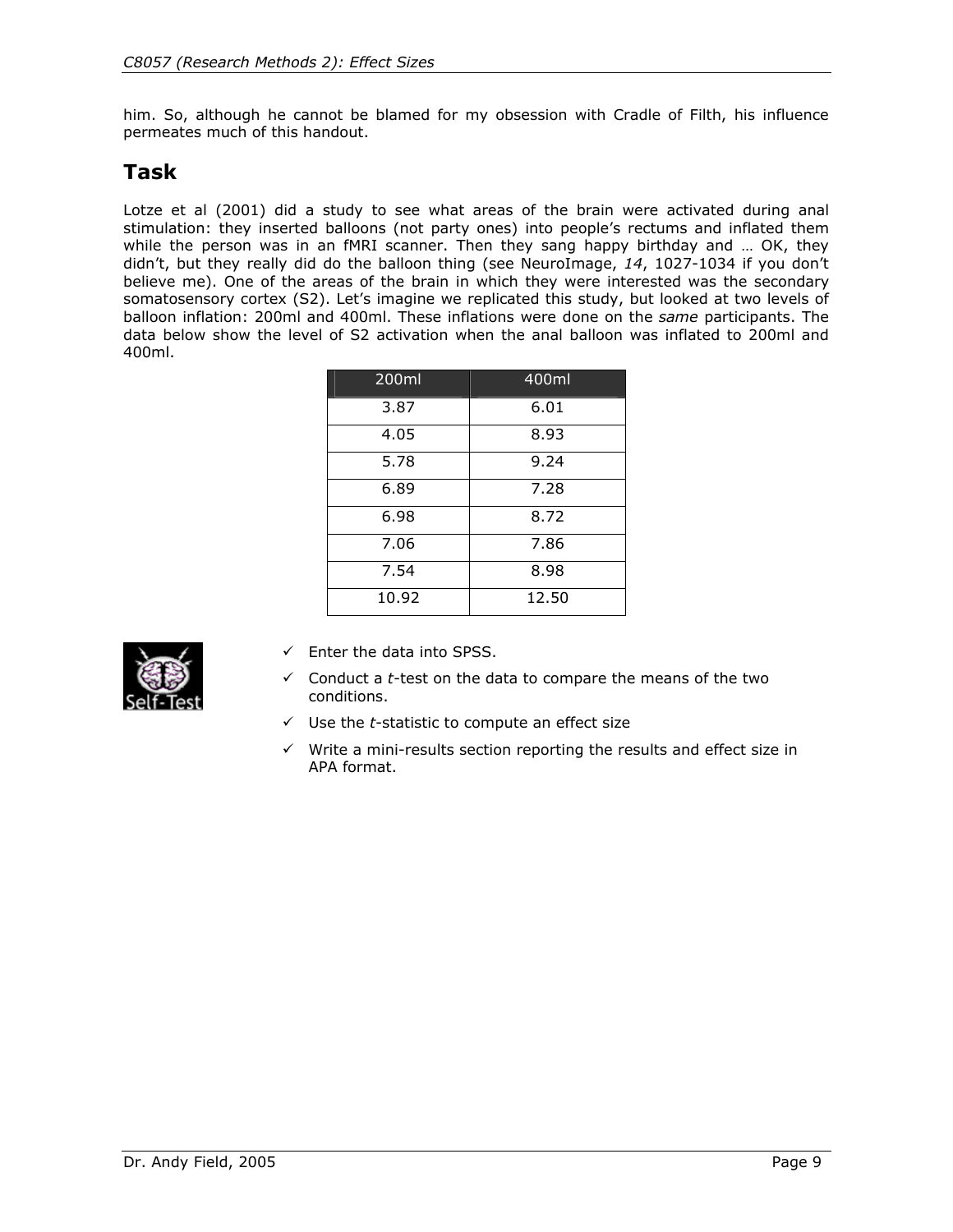him. So, although he cannot be blamed for my obsession with Cradle of Filth, his influence permeates much of this handout.

## Task

Lotze et al (2001) did a study to see what areas of the brain were activated during anal stimulation: they inserted balloons (not party ones) into people's rectums and inflated them while the person was in an fMRI scanner. Then they sang happy birthday and … OK, they didn't, but they really did do the balloon thing (see NeuroImage, *14*, 1027-1034 if you don't believe me). One of the areas of the brain in which they were interested was the secondary somatosensory cortex (S2). Let's imagine we replicated this study, but looked at two levels of balloon inflation: 200ml and 400ml. These inflations were done on the *same* participants. The data below show the level of S2 activation when the anal balloon was inflated to 200ml and 400ml.

| 200ml | 400ml |
|---|---|
| 3.87 | 6.01 |
| 4.05 | 8.93 |
| 5.78 | 9.24 |
| 6.89 | 7.28 |
| 6.98 | 8.72 |
| 7.06 | 7.86 |
| 7.54 | 8.98 |
| 10.92 | 12.50 |

Self-Test

- ✓ Enter the data into SPSS.
- ✓ Conduct a *t*-test on the data to compare the means of the two conditions.
- ✓ Use the *t*-statistic to compute an effect size
- ✓ Write a mini-results section reporting the results and effect size in APA format.